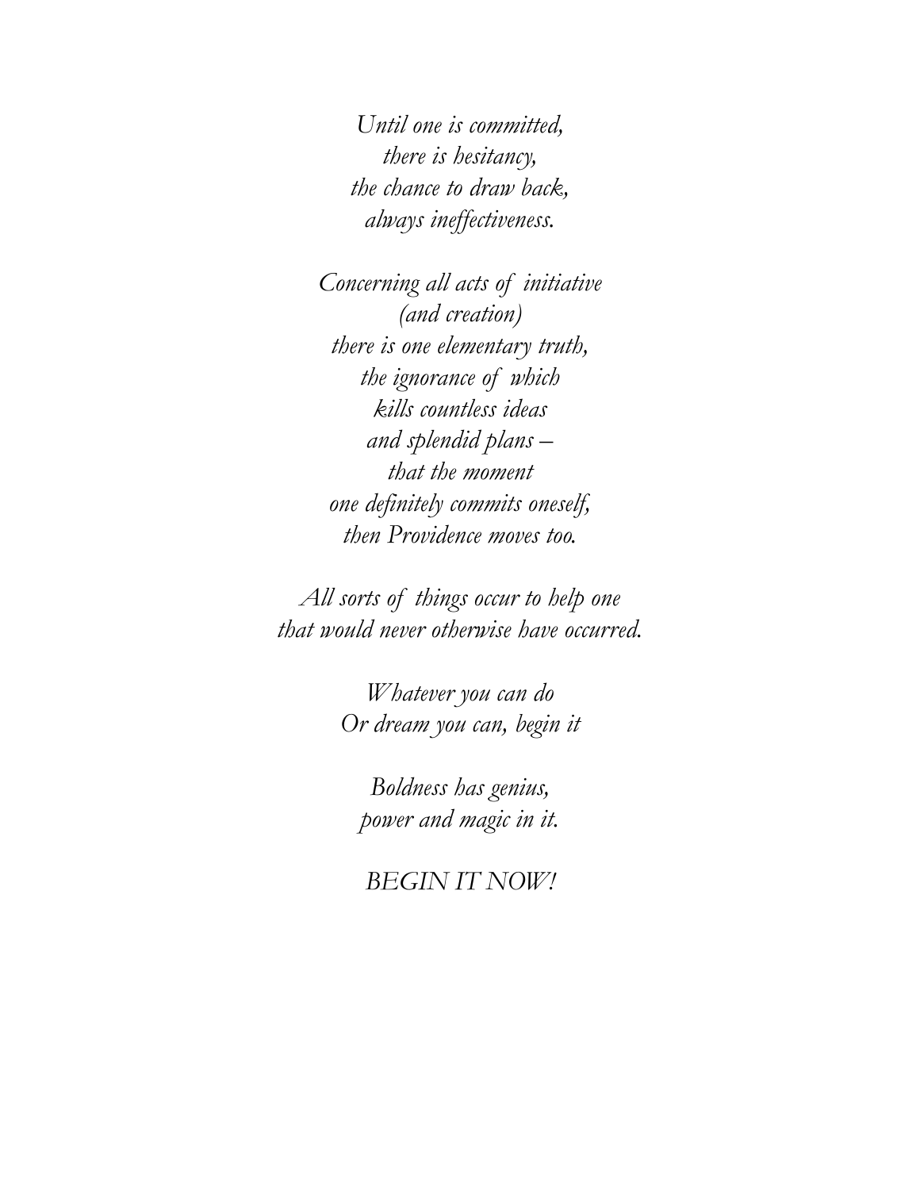*Until one is committed,*
*there is hesitancy,*
*the chance to draw back,*
*always ineffectiveness.*

*Concerning all acts of initiative*
*(and creation)*
*there is one elementary truth,*
*the ignorance of which*
*kills countless ideas*
*and splendid plans –*
*that the moment*
*one definitely commits oneself,*
*then Providence moves too.*

*All sorts of things occur to help one*
*that would never otherwise have occurred.*

*Whatever you can do*
*Or dream you can, begin it*

*Boldness has genius,*
*power and magic in it.*

*BEGIN IT NOW!*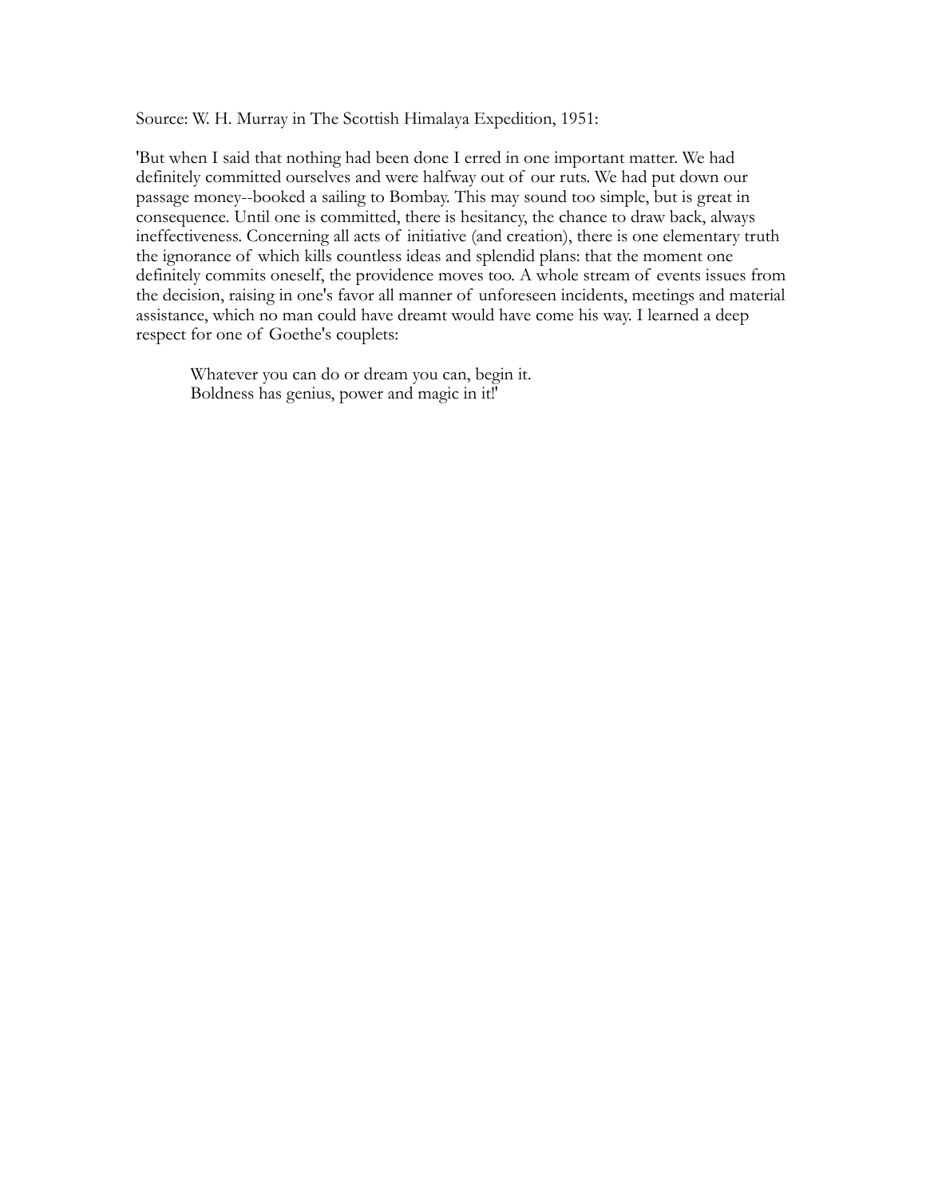Source: W. H. Murray in The Scottish Himalaya Expedition, 1951:

'But when I said that nothing had been done I erred in one important matter. We had definitely committed ourselves and were halfway out of our ruts. We had put down our passage money--booked a sailing to Bombay. This may sound too simple, but is great in consequence. Until one is committed, there is hesitancy, the chance to draw back, always ineffectiveness. Concerning all acts of initiative (and creation), there is one elementary truth the ignorance of which kills countless ideas and splendid plans: that the moment one definitely commits oneself, the providence moves too. A whole stream of events issues from the decision, raising in one's favor all manner of unforeseen incidents, meetings and material assistance, which no man could have dreamt would have come his way. I learned a deep respect for one of Goethe's couplets:

> Whatever you can do or dream you can, begin it.
> Boldness has genius, power and magic in it!'